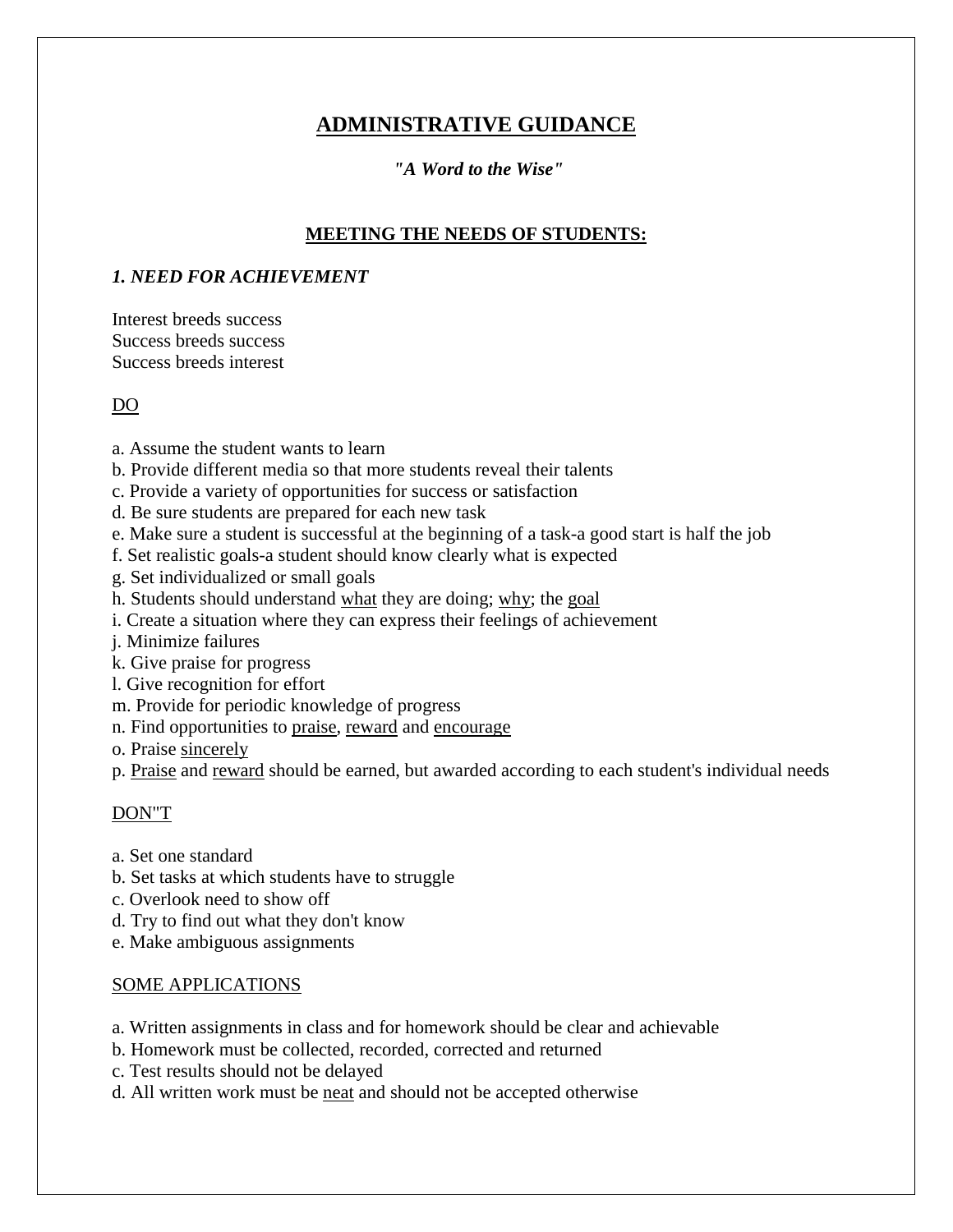# <u>ADMINISTRATIVE GUIDANCE</u>

***"A Word to the Wise"***

## <u>MEETING THE NEEDS OF STUDENTS:</u>

### *1. NEED FOR ACHIEVEMENT*

Interest breeds success
Success breeds success
Success breeds interest

<u>DO</u>

a. Assume the student wants to learn
b. Provide different media so that more students reveal their talents
c. Provide a variety of opportunities for success or satisfaction
d. Be sure students are prepared for each new task
e. Make sure a student is successful at the beginning of a task-a good start is half the job
f. Set realistic goals-a student should know clearly what is expected
g. Set individualized or small goals
h. Students should understand <u>what</u> they are doing; <u>why</u>; the <u>goal</u>
i. Create a situation where they can express their feelings of achievement
j. Minimize failures
k. Give praise for progress
l. Give recognition for effort
m. Provide for periodic knowledge of progress
n. Find opportunities to <u>praise</u>, <u>reward</u> and <u>encourage</u>
o. Praise <u>sincerely</u>
p. <u>Praise</u> and <u>reward</u> should be earned, but awarded according to each student's individual needs

<u>DON"T</u>

a. Set one standard
b. Set tasks at which students have to struggle
c. Overlook need to show off
d. Try to find out what they don't know
e. Make ambiguous assignments

<u>SOME APPLICATIONS</u>

a. Written assignments in class and for homework should be clear and achievable
b. Homework must be collected, recorded, corrected and returned
c. Test results should not be delayed
d. All written work must be <u>neat</u> and should not be accepted otherwise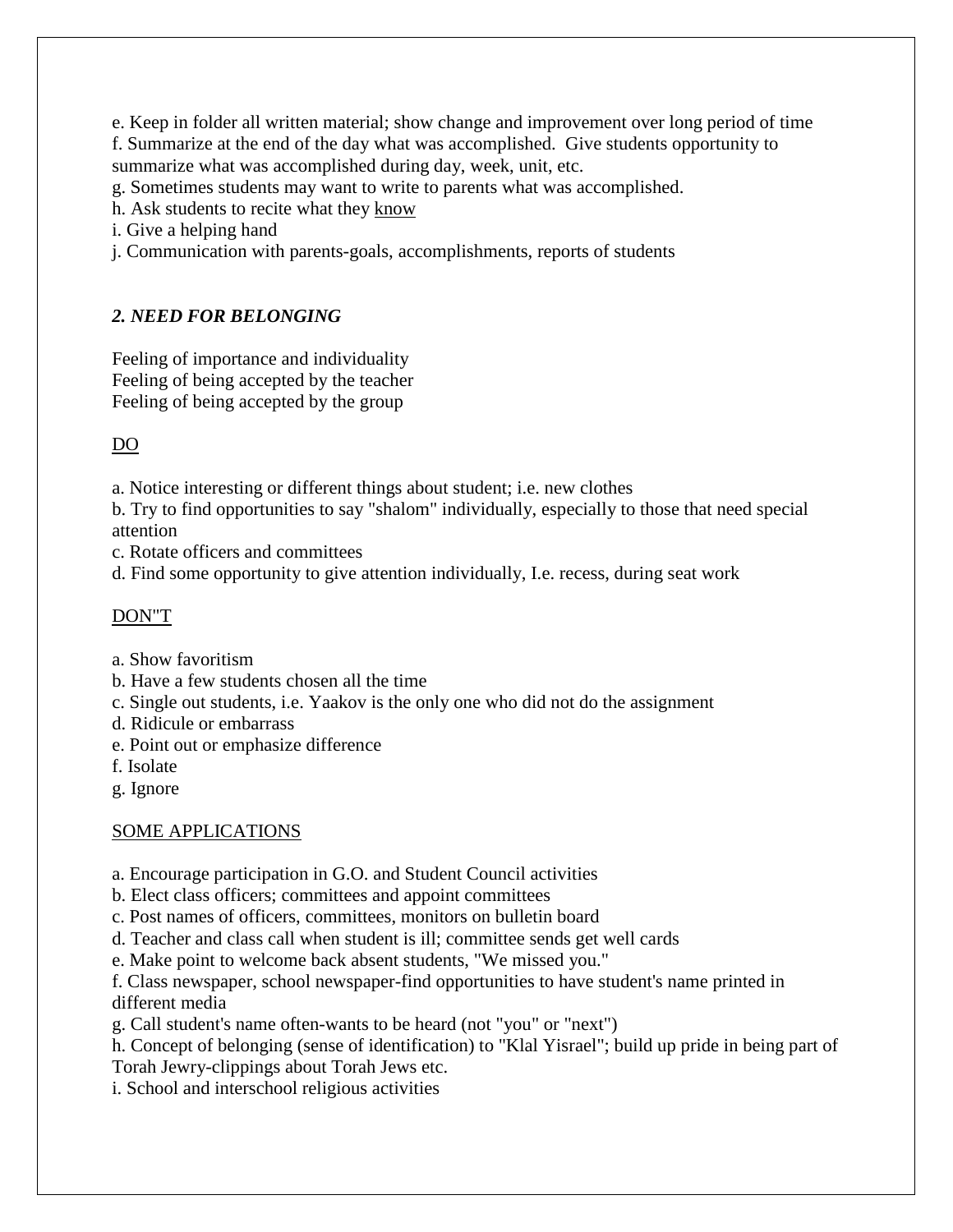e. Keep in folder all written material; show change and improvement over long period of time
f. Summarize at the end of the day what was accomplished. Give students opportunity to summarize what was accomplished during day, week, unit, etc.
g. Sometimes students may want to write to parents what was accomplished.
h. Ask students to recite what they <u>know</u>
i. Give a helping hand
j. Communication with parents-goals, accomplishments, reports of students

### *2. NEED FOR BELONGING*

Feeling of importance and individuality
Feeling of being accepted by the teacher
Feeling of being accepted by the group

<u>DO</u>

a. Notice interesting or different things about student; i.e. new clothes
b. Try to find opportunities to say "shalom" individually, especially to those that need special attention
c. Rotate officers and committees
d. Find some opportunity to give attention individually, I.e. recess, during seat work

<u>DON"T</u>

a. Show favoritism
b. Have a few students chosen all the time
c. Single out students, i.e. Yaakov is the only one who did not do the assignment
d. Ridicule or embarrass
e. Point out or emphasize difference
f. Isolate
g. Ignore

<u>SOME APPLICATIONS</u>

a. Encourage participation in G.O. and Student Council activities
b. Elect class officers; committees and appoint committees
c. Post names of officers, committees, monitors on bulletin board
d. Teacher and class call when student is ill; committee sends get well cards
e. Make point to welcome back absent students, "We missed you."
f. Class newspaper, school newspaper-find opportunities to have student's name printed in different media
g. Call student's name often-wants to be heard (not "you" or "next")
h. Concept of belonging (sense of identification) to "Klal Yisrael"; build up pride in being part of Torah Jewry-clippings about Torah Jews etc.
i. School and interschool religious activities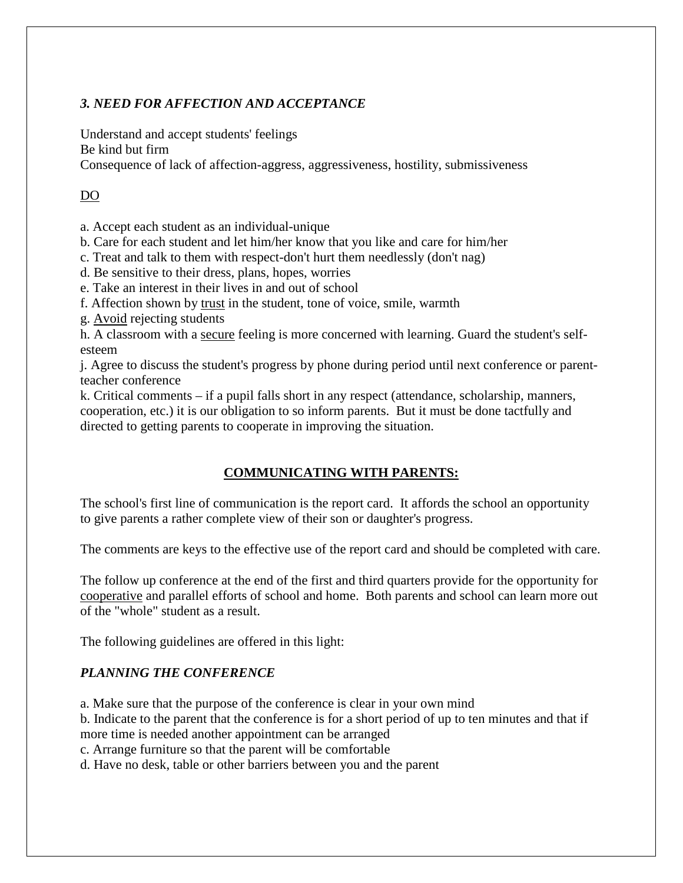### *3. NEED FOR AFFECTION AND ACCEPTANCE*

Understand and accept students' feelings
Be kind but firm
Consequence of lack of affection-aggress, aggressiveness, hostility, submissiveness

<u>DO</u>

a. Accept each student as an individual-unique
b. Care for each student and let him/her know that you like and care for him/her
c. Treat and talk to them with respect-don't hurt them needlessly (don't nag)
d. Be sensitive to their dress, plans, hopes, worries
e. Take an interest in their lives in and out of school
f. Affection shown by <u>trust</u> in the student, tone of voice, smile, warmth
g. <u>Avoid</u> rejecting students
h. A classroom with a <u>secure</u> feeling is more concerned with learning. Guard the student's self-esteem
j. Agree to discuss the student's progress by phone during period until next conference or parent-teacher conference
k. Critical comments – if a pupil falls short in any respect (attendance, scholarship, manners, cooperation, etc.) it is our obligation to so inform parents. But it must be done tactfully and directed to getting parents to cooperate in improving the situation.

## COMMUNICATING WITH PARENTS:

The school's first line of communication is the report card. It affords the school an opportunity to give parents a rather complete view of their son or daughter's progress.

The comments are keys to the effective use of the report card and should be completed with care.

The follow up conference at the end of the first and third quarters provide for the opportunity for <u>cooperative</u> and parallel efforts of school and home. Both parents and school can learn more out of the "whole" student as a result.

The following guidelines are offered in this light:

### *PLANNING THE CONFERENCE*

a. Make sure that the purpose of the conference is clear in your own mind
b. Indicate to the parent that the conference is for a short period of up to ten minutes and that if more time is needed another appointment can be arranged
c. Arrange furniture so that the parent will be comfortable
d. Have no desk, table or other barriers between you and the parent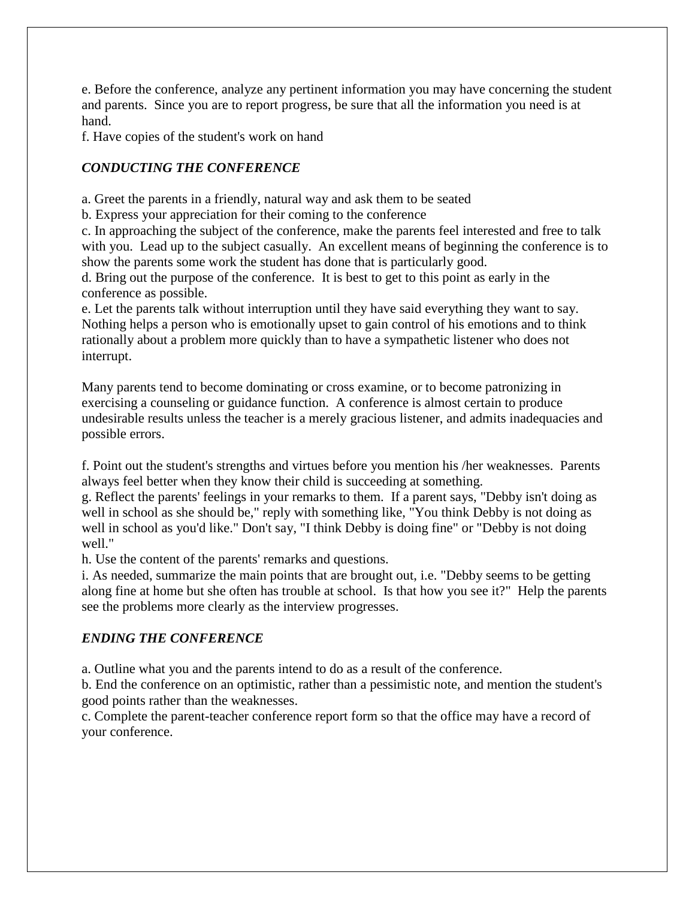e. Before the conference, analyze any pertinent information you may have concerning the student and parents. Since you are to report progress, be sure that all the information you need is at hand.

f. Have copies of the student's work on hand

### *CONDUCTING THE CONFERENCE*

a. Greet the parents in a friendly, natural way and ask them to be seated

b. Express your appreciation for their coming to the conference

c. In approaching the subject of the conference, make the parents feel interested and free to talk with you. Lead up to the subject casually. An excellent means of beginning the conference is to show the parents some work the student has done that is particularly good.

d. Bring out the purpose of the conference. It is best to get to this point as early in the conference as possible.

e. Let the parents talk without interruption until they have said everything they want to say. Nothing helps a person who is emotionally upset to gain control of his emotions and to think rationally about a problem more quickly than to have a sympathetic listener who does not interrupt.

Many parents tend to become dominating or cross examine, or to become patronizing in exercising a counseling or guidance function. A conference is almost certain to produce undesirable results unless the teacher is a merely gracious listener, and admits inadequacies and possible errors.

f. Point out the student's strengths and virtues before you mention his /her weaknesses. Parents always feel better when they know their child is succeeding at something.

g. Reflect the parents' feelings in your remarks to them. If a parent says, "Debby isn't doing as well in school as she should be," reply with something like, "You think Debby is not doing as well in school as you'd like." Don't say, "I think Debby is doing fine" or "Debby is not doing well."

h. Use the content of the parents' remarks and questions.

i. As needed, summarize the main points that are brought out, i.e. "Debby seems to be getting along fine at home but she often has trouble at school. Is that how you see it?" Help the parents see the problems more clearly as the interview progresses.

### *ENDING THE CONFERENCE*

a. Outline what you and the parents intend to do as a result of the conference.

b. End the conference on an optimistic, rather than a pessimistic note, and mention the student's good points rather than the weaknesses.

c. Complete the parent-teacher conference report form so that the office may have a record of your conference.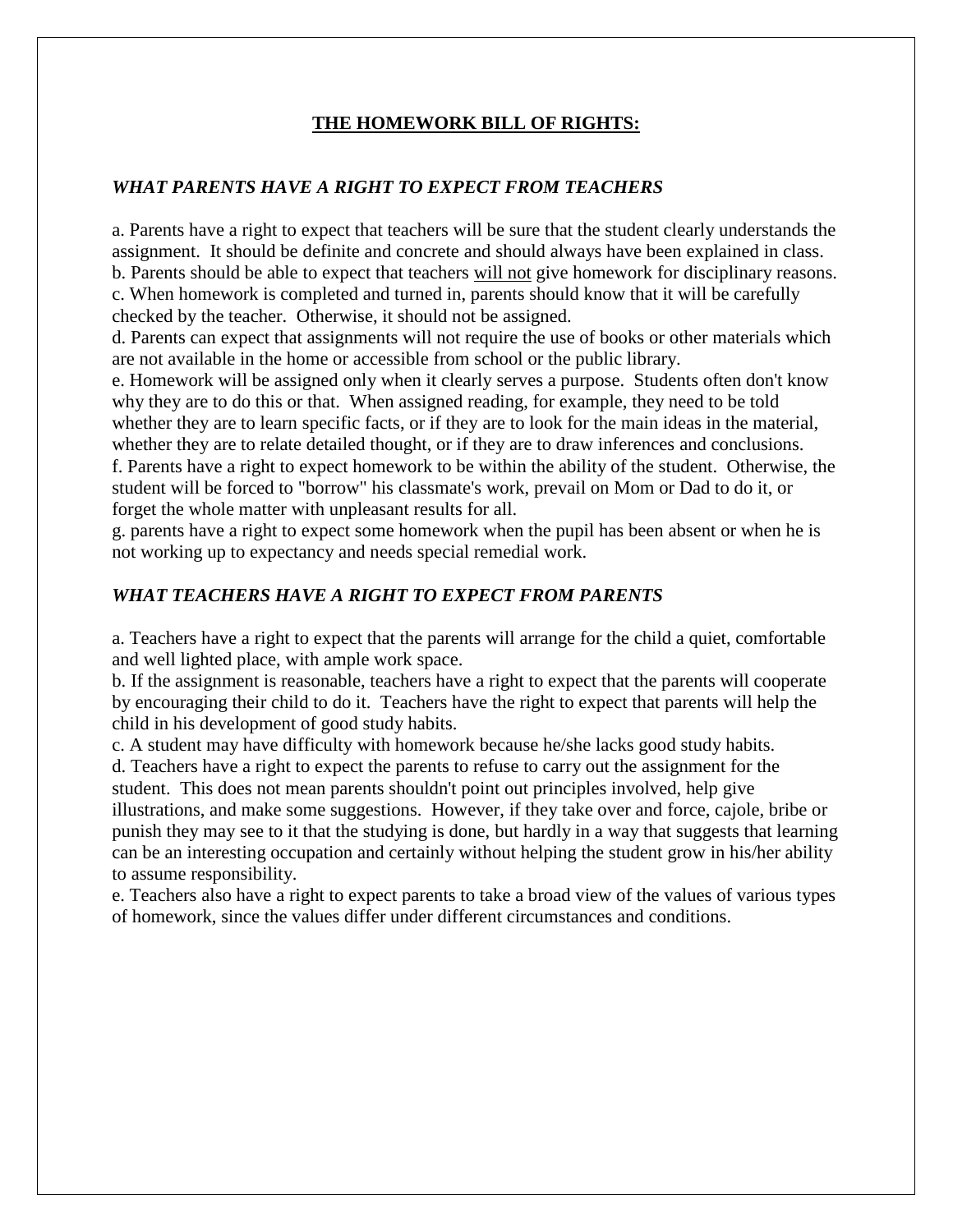## THE HOMEWORK BILL OF RIGHTS:

### *WHAT PARENTS HAVE A RIGHT TO EXPECT FROM TEACHERS*

a. Parents have a right to expect that teachers will be sure that the student clearly understands the assignment. It should be definite and concrete and should always have been explained in class.
b. Parents should be able to expect that teachers <u>will not</u> give homework for disciplinary reasons.
c. When homework is completed and turned in, parents should know that it will be carefully checked by the teacher. Otherwise, it should not be assigned.
d. Parents can expect that assignments will not require the use of books or other materials which are not available in the home or accessible from school or the public library.
e. Homework will be assigned only when it clearly serves a purpose. Students often don't know why they are to do this or that. When assigned reading, for example, they need to be told whether they are to learn specific facts, or if they are to look for the main ideas in the material, whether they are to relate detailed thought, or if they are to draw inferences and conclusions.
f. Parents have a right to expect homework to be within the ability of the student. Otherwise, the student will be forced to "borrow" his classmate's work, prevail on Mom or Dad to do it, or forget the whole matter with unpleasant results for all.
g. parents have a right to expect some homework when the pupil has been absent or when he is not working up to expectancy and needs special remedial work.

### *WHAT TEACHERS HAVE A RIGHT TO EXPECT FROM PARENTS*

a. Teachers have a right to expect that the parents will arrange for the child a quiet, comfortable and well lighted place, with ample work space.
b. If the assignment is reasonable, teachers have a right to expect that the parents will cooperate by encouraging their child to do it. Teachers have the right to expect that parents will help the child in his development of good study habits.
c. A student may have difficulty with homework because he/she lacks good study habits.
d. Teachers have a right to expect the parents to refuse to carry out the assignment for the student. This does not mean parents shouldn't point out principles involved, help give illustrations, and make some suggestions. However, if they take over and force, cajole, bribe or punish they may see to it that the studying is done, but hardly in a way that suggests that learning can be an interesting occupation and certainly without helping the student grow in his/her ability to assume responsibility.
e. Teachers also have a right to expect parents to take a broad view of the values of various types of homework, since the values differ under different circumstances and conditions.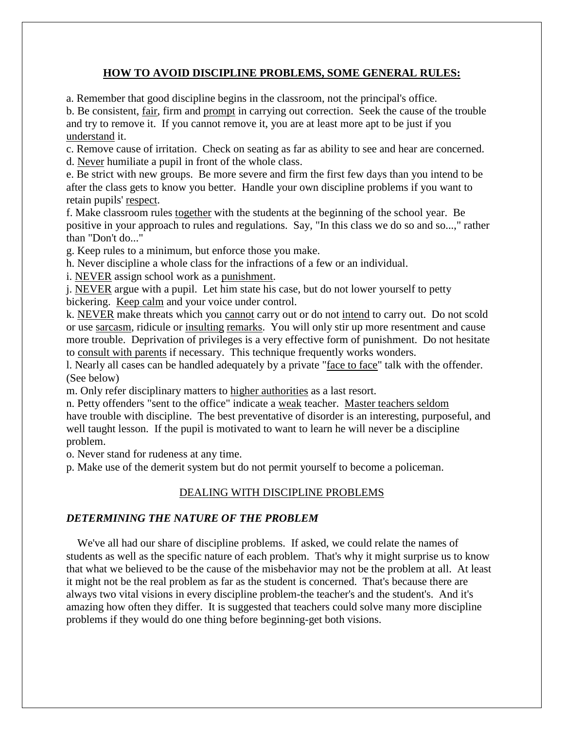## **HOW TO AVOID DISCIPLINE PROBLEMS, SOME GENERAL RULES:**

a. Remember that good discipline begins in the classroom, not the principal's office.
b. Be consistent, fair, firm and prompt in carrying out correction. Seek the cause of the trouble and try to remove it. If you cannot remove it, you are at least more apt to be just if you understand it.
c. Remove cause of irritation. Check on seating as far as ability to see and hear are concerned.
d. Never humiliate a pupil in front of the whole class.
e. Be strict with new groups. Be more severe and firm the first few days than you intend to be after the class gets to know you better. Handle your own discipline problems if you want to retain pupils' respect.
f. Make classroom rules together with the students at the beginning of the school year. Be positive in your approach to rules and regulations. Say, "In this class we do so and so...," rather than "Don't do..."
g. Keep rules to a minimum, but enforce those you make.
h. Never discipline a whole class for the infractions of a few or an individual.
i. NEVER assign school work as a punishment.
j. NEVER argue with a pupil. Let him state his case, but do not lower yourself to petty bickering. Keep calm and your voice under control.
k. NEVER make threats which you cannot carry out or do not intend to carry out. Do not scold or use sarcasm, ridicule or insulting remarks. You will only stir up more resentment and cause more trouble. Deprivation of privileges is a very effective form of punishment. Do not hesitate to consult with parents if necessary. This technique frequently works wonders.
l. Nearly all cases can be handled adequately by a private "face to face" talk with the offender. (See below)
m. Only refer disciplinary matters to higher authorities as a last resort.
n. Petty offenders "sent to the office" indicate a weak teacher. Master teachers seldom have trouble with discipline. The best preventative of disorder is an interesting, purposeful, and well taught lesson. If the pupil is motivated to want to learn he will never be a discipline problem.
o. Never stand for rudeness at any time.
p. Make use of the demerit system but do not permit yourself to become a policeman.

## DEALING WITH DISCIPLINE PROBLEMS

### *DETERMINING THE NATURE OF THE PROBLEM*

We've all had our share of discipline problems. If asked, we could relate the names of students as well as the specific nature of each problem. That's why it might surprise us to know that what we believed to be the cause of the misbehavior may not be the problem at all. At least it might not be the real problem as far as the student is concerned. That's because there are always two vital visions in every discipline problem-the teacher's and the student's. And it's amazing how often they differ. It is suggested that teachers could solve many more discipline problems if they would do one thing before beginning-get both visions.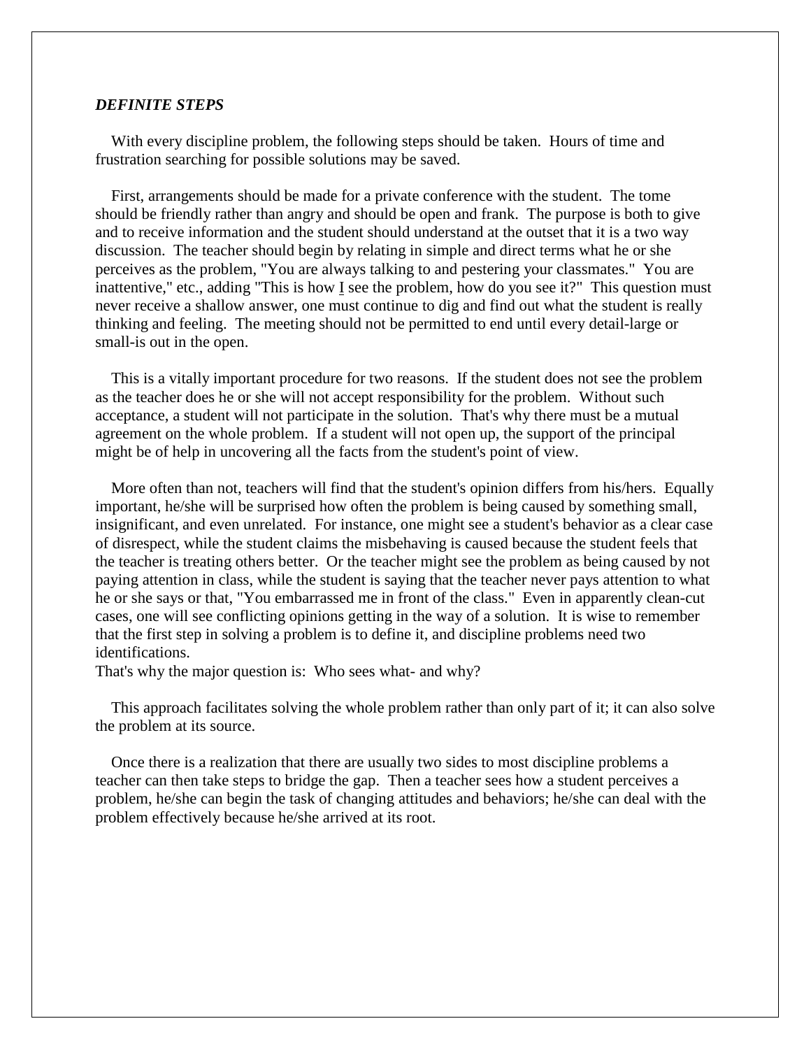***DEFINITE STEPS***

With every discipline problem, the following steps should be taken. Hours of time and frustration searching for possible solutions may be saved.

First, arrangements should be made for a private conference with the student. The tome should be friendly rather than angry and should be open and frank. The purpose is both to give and to receive information and the student should understand at the outset that it is a two way discussion. The teacher should begin by relating in simple and direct terms what he or she perceives as the problem, "You are always talking to and pestering your classmates." You are inattentive," etc., adding "This is how I see the problem, how do you see it?" This question must never receive a shallow answer, one must continue to dig and find out what the student is really thinking and feeling. The meeting should not be permitted to end until every detail-large or small-is out in the open.

This is a vitally important procedure for two reasons. If the student does not see the problem as the teacher does he or she will not accept responsibility for the problem. Without such acceptance, a student will not participate in the solution. That's why there must be a mutual agreement on the whole problem. If a student will not open up, the support of the principal might be of help in uncovering all the facts from the student's point of view.

More often than not, teachers will find that the student's opinion differs from his/hers. Equally important, he/she will be surprised how often the problem is being caused by something small, insignificant, and even unrelated. For instance, one might see a student's behavior as a clear case of disrespect, while the student claims the misbehaving is caused because the student feels that the teacher is treating others better. Or the teacher might see the problem as being caused by not paying attention in class, while the student is saying that the teacher never pays attention to what he or she says or that, "You embarrassed me in front of the class." Even in apparently clean-cut cases, one will see conflicting opinions getting in the way of a solution. It is wise to remember that the first step in solving a problem is to define it, and discipline problems need two identifications.
That's why the major question is: Who sees what- and why?

This approach facilitates solving the whole problem rather than only part of it; it can also solve the problem at its source.

Once there is a realization that there are usually two sides to most discipline problems a teacher can then take steps to bridge the gap. Then a teacher sees how a student perceives a problem, he/she can begin the task of changing attitudes and behaviors; he/she can deal with the problem effectively because he/she arrived at its root.